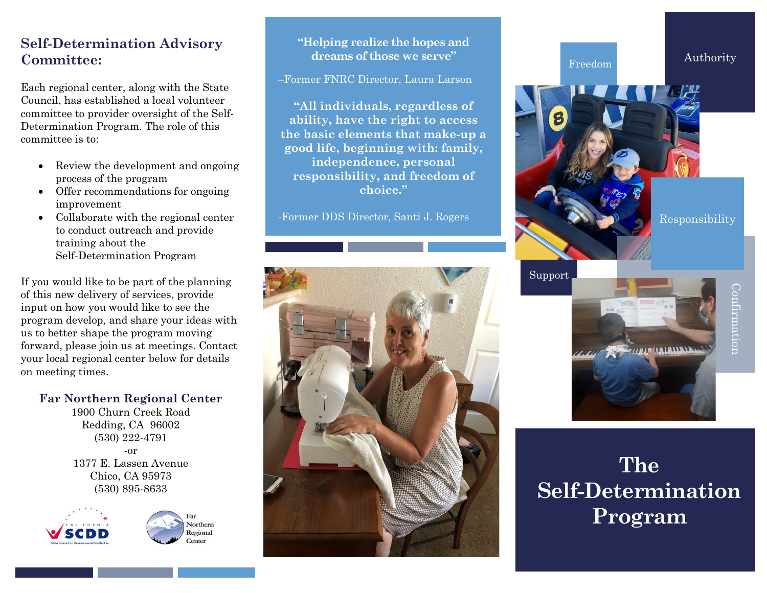## Self-Determination Advisory Committee:

Each regional center, along with the State Council, has established a local volunteer committee to provider oversight of the Self-Determination Program. The role of this committee is to:

- Review the development and ongoing process of the program
- Offer recommendations for ongoing improvement
- Collaborate with the regional center to conduct outreach and provide training about the Self-Determination Program

If you would like to be part of the planning of this new delivery of services, provide input on how you would like to see the program develop, and share your ideas with us to better shape the program moving forward, please join us at meetings. Contact your local regional center below for details on meeting times.

**Far Northern Regional Center**
1900 Churn Creek Road
Redding, CA 96002
(530) 222-4791
-or
1377 E. Lassen Avenue
Chico, CA 95973
(530) 895-8633

**"Helping realize the hopes and dreams of those we serve"**

–Former FNRC Director, Laura Larson

**"All individuals, regardless of ability, have the right to access the basic elements that make-up a good life, beginning with: family, independence, personal responsibility, and freedom of choice."**

-Former DDS Director, Santi J. Rogers

Freedom

Authority

Responsibility

Support

Confirmation

# The Self-Determination Program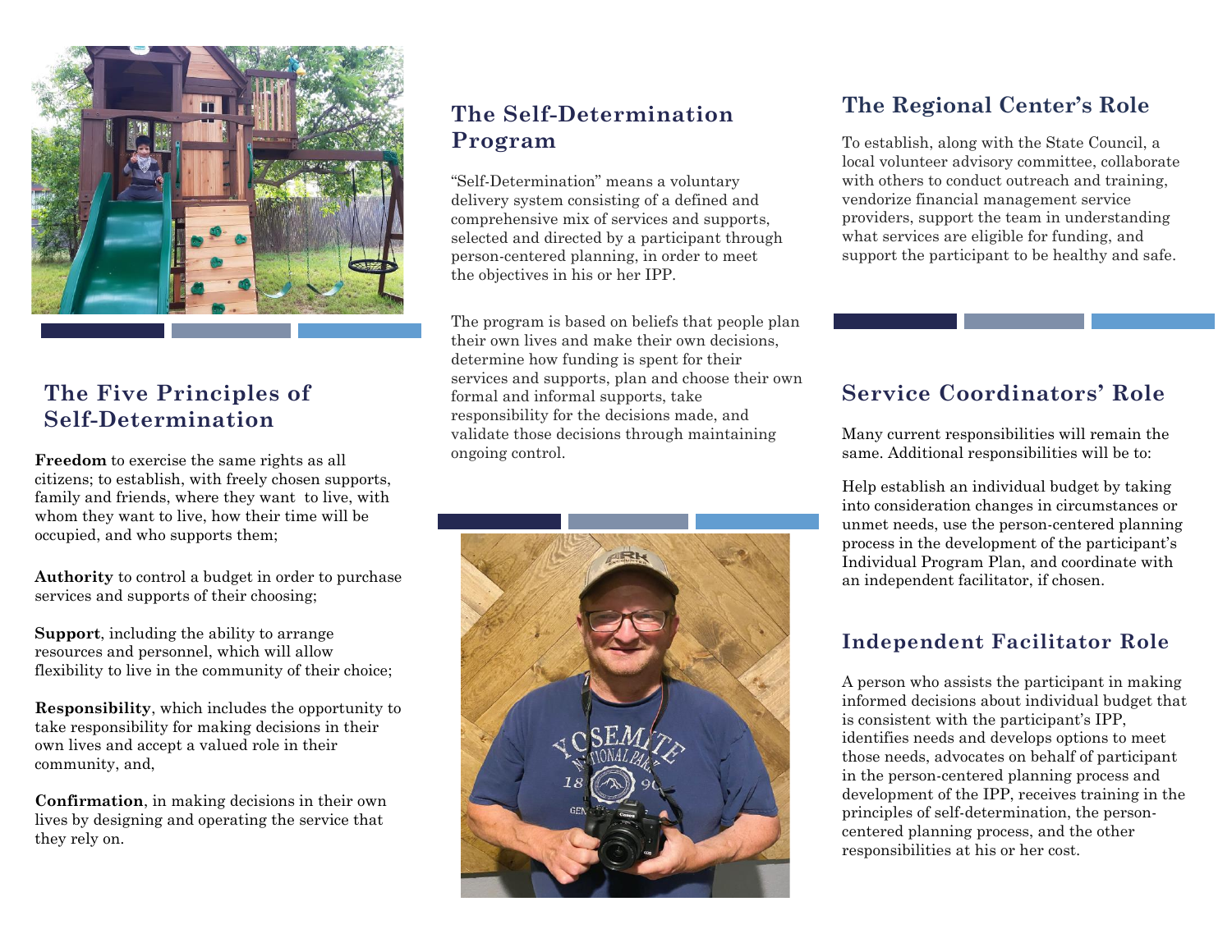## The Five Principles of Self-Determination

**Freedom** to exercise the same rights as all citizens; to establish, with freely chosen supports, family and friends, where they want to live, with whom they want to live, how their time will be occupied, and who supports them;

**Authority** to control a budget in order to purchase services and supports of their choosing;

**Support**, including the ability to arrange resources and personnel, which will allow flexibility to live in the community of their choice;

**Responsibility**, which includes the opportunity to take responsibility for making decisions in their own lives and accept a valued role in their community, and,

**Confirmation**, in making decisions in their own lives by designing and operating the service that they rely on.

## The Self-Determination Program

"Self-Determination" means a voluntary delivery system consisting of a defined and comprehensive mix of services and supports, selected and directed by a participant through person-centered planning, in order to meet the objectives in his or her IPP.

The program is based on beliefs that people plan their own lives and make their own decisions, determine how funding is spent for their services and supports, plan and choose their own formal and informal supports, take responsibility for the decisions made, and validate those decisions through maintaining ongoing control.

## The Regional Center's Role

To establish, along with the State Council, a local volunteer advisory committee, collaborate with others to conduct outreach and training, vendorize financial management service providers, support the team in understanding what services are eligible for funding, and support the participant to be healthy and safe.

## Service Coordinators' Role

Many current responsibilities will remain the same. Additional responsibilities will be to:

Help establish an individual budget by taking into consideration changes in circumstances or unmet needs, use the person-centered planning process in the development of the participant's Individual Program Plan, and coordinate with an independent facilitator, if chosen.

## Independent Facilitator Role

A person who assists the participant in making informed decisions about individual budget that is consistent with the participant's IPP, identifies needs and develops options to meet those needs, advocates on behalf of participant in the person-centered planning process and development of the IPP, receives training in the principles of self-determination, the person-centered planning process, and the other responsibilities at his or her cost.